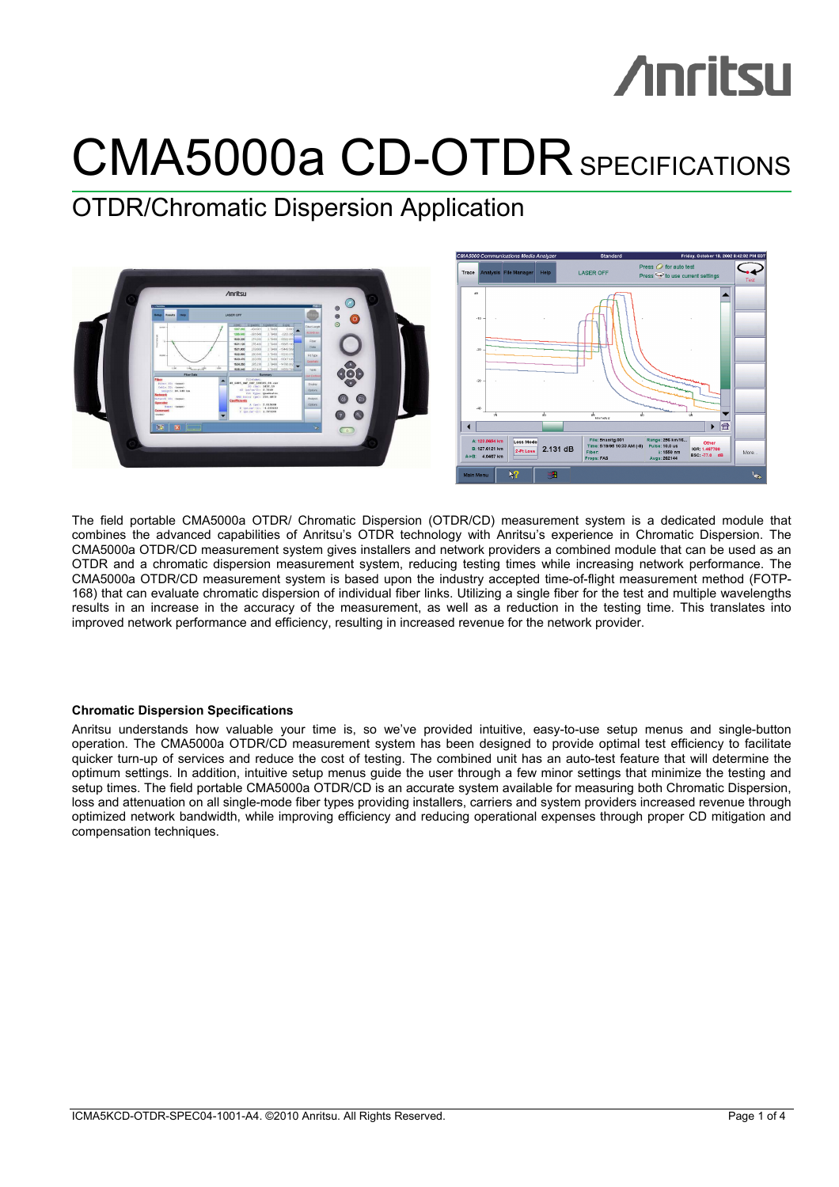# CMA5000a CD-OTDR SPECIFICATIONS

## OTDR/Chromatic Dispersion Application

The field portable CMA5000a OTDR/ Chromatic Dispersion (OTDR/CD) measurement system is a dedicated module that combines the advanced capabilities of Anritsu's OTDR technology with Anritsu's experience in Chromatic Dispersion. The CMA5000a OTDR/CD measurement system gives installers and network providers a combined module that can be used as an OTDR and a chromatic dispersion measurement system, reducing testing times while increasing network performance. The CMA5000a OTDR/CD measurement system is based upon the industry accepted time-of-flight measurement method (FOTP-168) that can evaluate chromatic dispersion of individual fiber links. Utilizing a single fiber for the test and multiple wavelengths results in an increase in the accuracy of the measurement, as well as a reduction in the testing time. This translates into improved network performance and efficiency, resulting in increased revenue for the network provider.

**Chromatic Dispersion Specifications**

Anritsu understands how valuable your time is, so we've provided intuitive, easy-to-use setup menus and single-button operation. The CMA5000a OTDR/CD measurement system has been designed to provide optimal test efficiency to facilitate quicker turn-up of services and reduce the cost of testing. The combined unit has an auto-test feature that will determine the optimum settings. In addition, intuitive setup menus guide the user through a few minor settings that minimize the testing and setup times. The field portable CMA5000a OTDR/CD is an accurate system available for measuring both Chromatic Dispersion, loss and attenuation on all single-mode fiber types providing installers, carriers and system providers increased revenue through optimized network bandwidth, while improving efficiency and reducing operational expenses through proper CD mitigation and compensation techniques.

ICMA5KCD-OTDR-SPEC04-1001-A4. ©2010 Anritsu. All Rights Reserved.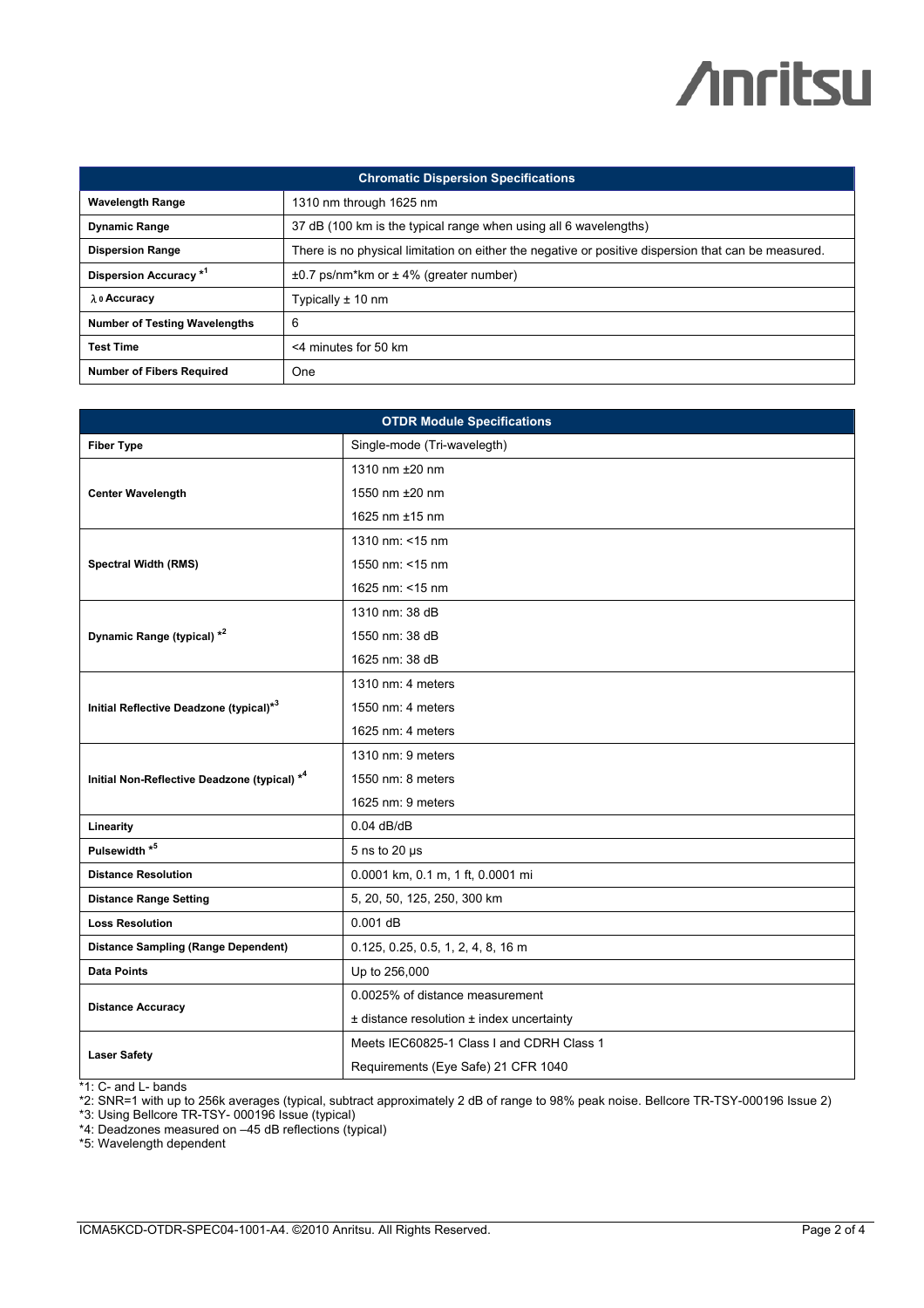| Chromatic Dispersion Specifications | |
|---|---|
| **Wavelength Range** | 1310 nm through 1625 nm |
| **Dynamic Range** | 37 dB (100 km is the typical range when using all 6 wavelengths) |
| **Dispersion Range** | There is no physical limitation on either the negative or positive dispersion that can be measured. |
| **Dispersion Accuracy** *1 | ±0.7 ps/nm*km or ± 4% (greater number) |
| **$\lambda_0$ Accuracy** | Typically ± 10 nm |
| **Number of Testing Wavelengths** | 6 |
| **Test Time** | <4 minutes for 50 km |
| **Number of Fibers Required** | One |

| OTDR Module Specifications | |
|---|---|
| **Fiber Type** | Single-mode (Tri-wavelegth) |
| **Center Wavelength** | 1310 nm ±20 nm |
| | 1550 nm ±20 nm |
| | 1625 nm ±15 nm |
| **Spectral Width (RMS)** | 1310 nm: <15 nm |
| | 1550 nm: <15 nm |
| | 1625 nm: <15 nm |
| **Dynamic Range (typical)** *2 | 1310 nm: 38 dB |
| | 1550 nm: 38 dB |
| | 1625 nm: 38 dB |
| **Initial Reflective Deadzone (typical)** *3 | 1310 nm: 4 meters |
| | 1550 nm: 4 meters |
| | 1625 nm: 4 meters |
| **Initial Non-Reflective Deadzone (typical)** *4 | 1310 nm: 9 meters |
| | 1550 nm: 8 meters |
| | 1625 nm: 9 meters |
| **Linearity** | 0.04 dB/dB |
| **Pulsewidth** *5 | 5 ns to 20 µs |
| **Distance Resolution** | 0.0001 km, 0.1 m, 1 ft, 0.0001 mi |
| **Distance Range Setting** | 5, 20, 50, 125, 250, 300 km |
| **Loss Resolution** | 0.001 dB |
| **Distance Sampling (Range Dependent)** | 0.125, 0.25, 0.5, 1, 2, 4, 8, 16 m |
| **Data Points** | Up to 256,000 |
| **Distance Accuracy** | 0.0025% of distance measurement |
| | ± distance resolution ± index uncertainty |
| **Laser Safety** | Meets IEC60825-1 Class I and CDRH Class 1 |
| | Requirements (Eye Safe) 21 CFR 1040 |

*1: C- and L- bands
*2: SNR=1 with up to 256k averages (typical, subtract approximately 2 dB of range to 98% peak noise. Bellcore TR-TSY-000196 Issue 2)
*3: Using Bellcore TR-TSY- 000196 Issue (typical)
*4: Deadzones measured on –45 dB reflections (typical)
*5: Wavelength dependent

ICMA5KCD-OTDR-SPEC04-1001-A4. ©2010 Anritsu. All Rights Reserved.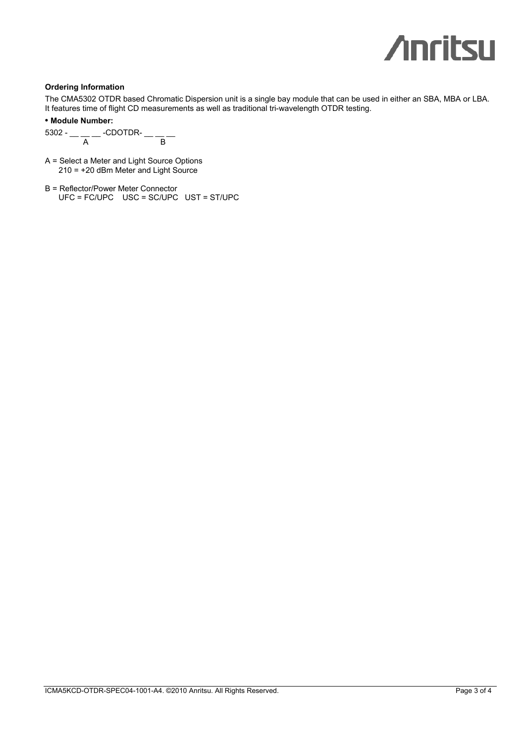**Ordering Information**

The CMA5302 OTDR based Chromatic Dispersion unit is a single bay module that can be used in either an SBA, MBA or LBA. It features time of flight CD measurements as well as traditional tri-wavelength OTDR testing.

- **Module Number:**

```
5302 - __ __ __ -CDOTDR- __ __ __
          A                  B
```

A = Select a Meter and Light Source Options
  210 = +20 dBm Meter and Light Source

B = Reflector/Power Meter Connector
  UFC = FC/UPC  USC = SC/UPC  UST = ST/UPC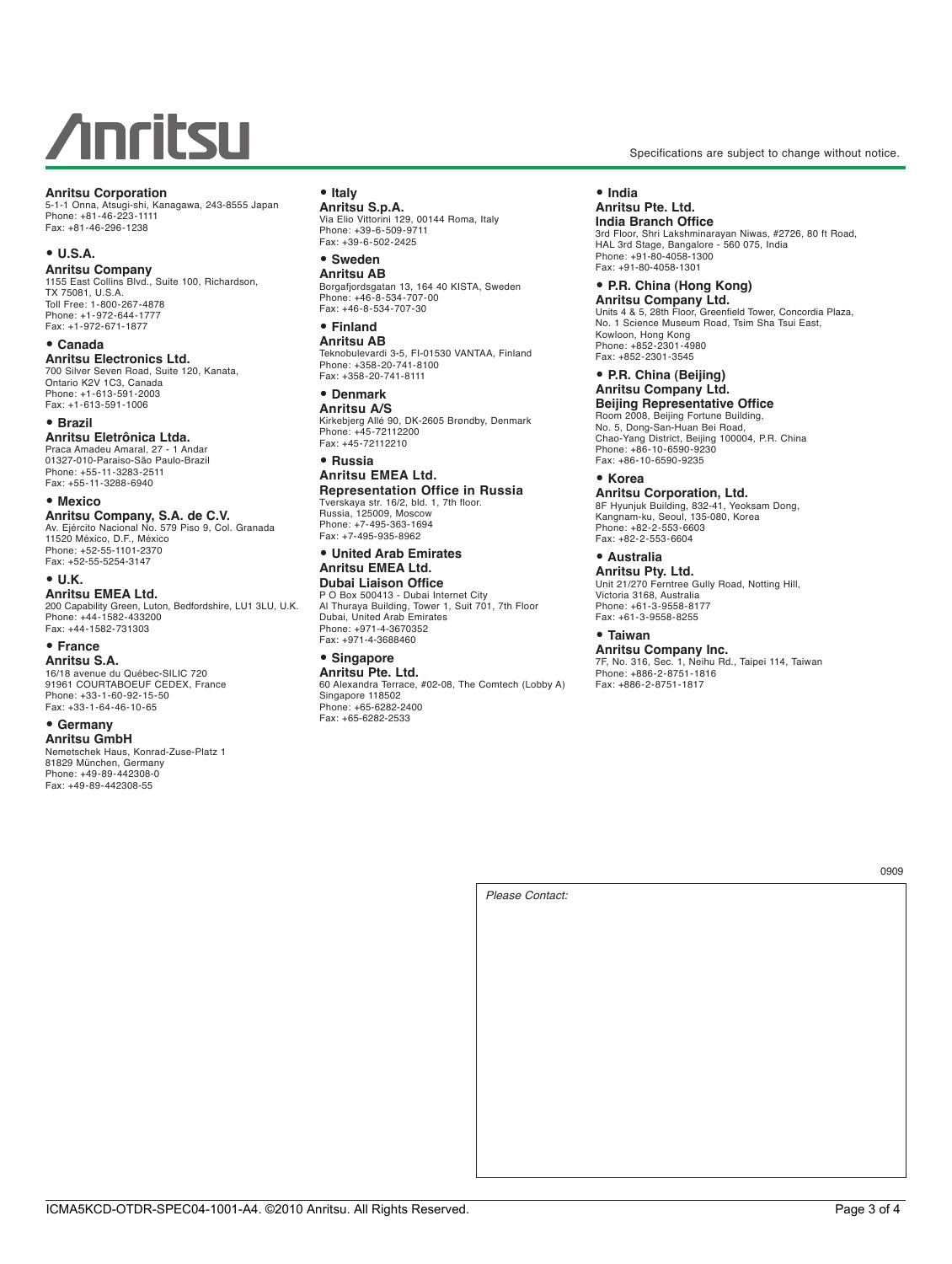# Anritsu

Specifications are subject to change without notice.

**Anritsu Corporation**
5-1-1 Onna, Atsugi-shi, Kanagawa, 243-8555 Japan
Phone: +81-46-223-1111
Fax: +81-46-296-1238

**• U.S.A.**
**Anritsu Company**
1155 East Collins Blvd., Suite 100, Richardson,
TX 75081, U.S.A.
Toll Free: 1-800-267-4878
Phone: +1-972-644-1777
Fax: +1-972-671-1877

**• Canada**
**Anritsu Electronics Ltd.**
700 Silver Seven Road, Suite 120, Kanata,
Ontario K2V 1C3, Canada
Phone: +1-613-591-2003
Fax: +1-613-591-1006

**• Brazil**
**Anritsu Eletrônica Ltda.**
Praca Amadeu Amaral, 27 - 1 Andar
01327-010-Paraiso-São Paulo-Brazil
Phone: +55-11-3283-2511
Fax: +55-11-3288-6940

**• Mexico**
**Anritsu Company, S.A. de C.V.**
Av. Ejército Nacional No. 579 Piso 9, Col. Granada
11520 México, D.F., México
Phone: +52-55-1101-2370
Fax: +52-55-5254-3147

**• U.K.**
**Anritsu EMEA Ltd.**
200 Capability Green, Luton, Bedfordshire, LU1 3LU, U.K.
Phone: +44-1582-433200
Fax: +44-1582-731303

**• France**
**Anritsu S.A.**
16/18 avenue du Québec-SILIC 720
91961 COURTABOEUF CEDEX, France
Phone: +33-1-60-92-15-50
Fax: +33-1-64-46-10-65

**• Germany**
**Anritsu GmbH**
Nemetschek Haus, Konrad-Zuse-Platz 1
81829 München, Germany
Phone: +49-89-442308-0
Fax: +49-89-442308-55

**• Italy**
**Anritsu S.p.A.**
Via Elio Vittorini 129, 00144 Roma, Italy
Phone: +39-6-509-9711
Fax: +39-6-502-2425

**• Sweden**
**Anritsu AB**
Borgafjordsgatan 13, 164 40 KISTA, Sweden
Phone: +46-8-534-707-00
Fax: +46-8-534-707-30

**• Finland**
**Anritsu AB**
Teknobulevardi 3-5, FI-01530 VANTAA, Finland
Phone: +358-20-741-8100
Fax: +358-20-741-8111

**• Denmark**
**Anritsu A/S**
Kirkebjerg Allé 90, DK-2605 Brøndby, Denmark
Phone: +45-72112200
Fax: +45-72112210

**• Russia**
**Anritsu EMEA Ltd.**
**Representation Office in Russia**
Tverskaya str. 16/2, bld. 1, 7th floor.
Russia, 125009, Moscow
Phone: +7-495-363-1694
Fax: +7-495-935-8962

**• United Arab Emirates**
**Anritsu EMEA Ltd.**
**Dubai Liaison Office**
P O Box 500413 - Dubai Internet City
Al Thuraya Building, Tower 1, Suit 701, 7th Floor
Dubai, United Arab Emirates
Phone: +971-4-3670352
Fax: +971-4-3688460

**• Singapore**
**Anritsu Pte. Ltd.**
60 Alexandra Terrace, #02-08, The Comtech (Lobby A)
Singapore 118502
Phone: +65-6282-2400
Fax: +65-6282-2533

**• India**
**Anritsu Pte. Ltd.**
**India Branch Office**
3rd Floor, Shri Lakshminarayan Niwas, #2726, 80 ft Road,
HAL 3rd Stage, Bangalore - 560 075, India
Phone: +91-80-4058-1300
Fax: +91-80-4058-1301

**• P.R. China (Hong Kong)**
**Anritsu Company Ltd.**
Units 4 & 5, 28th Floor, Greenfield Tower, Concordia Plaza,
No. 1 Science Museum Road, Tsim Sha Tsui East,
Kowloon, Hong Kong
Phone: +852-2301-4980
Fax: +852-2301-3545

**• P.R. China (Beijing)**
**Anritsu Company Ltd.**
**Beijing Representative Office**
Room 2008, Beijing Fortune Building,
No. 5, Dong-San-Huan Bei Road,
Chao-Yang District, Beijing 100004, P.R. China
Phone: +86-10-6590-9230
Fax: +86-10-6590-9235

**• Korea**
**Anritsu Corporation, Ltd.**
8F Hyunjuk Building, 832-41, Yeoksam Dong,
Kangnam-ku, Seoul, 135-080, Korea
Phone: +82-2-553-6603
Fax: +82-2-553-6604

**• Australia**
**Anritsu Pty. Ltd.**
Unit 21/270 Ferntree Gully Road, Notting Hill,
Victoria 3168, Australia
Phone: +61-3-9558-8177
Fax: +61-3-9558-8255

**• Taiwan**
**Anritsu Company Inc.**
7F, No. 316, Sec. 1, Neihu Rd., Taipei 114, Taiwan
Phone: +886-2-8751-1816
Fax: +886-2-8751-1817

0909

*Please Contact:*

ICMA5KCD-OTDR-SPEC04-1001-A4. ©2010 Anritsu. All Rights Reserved.